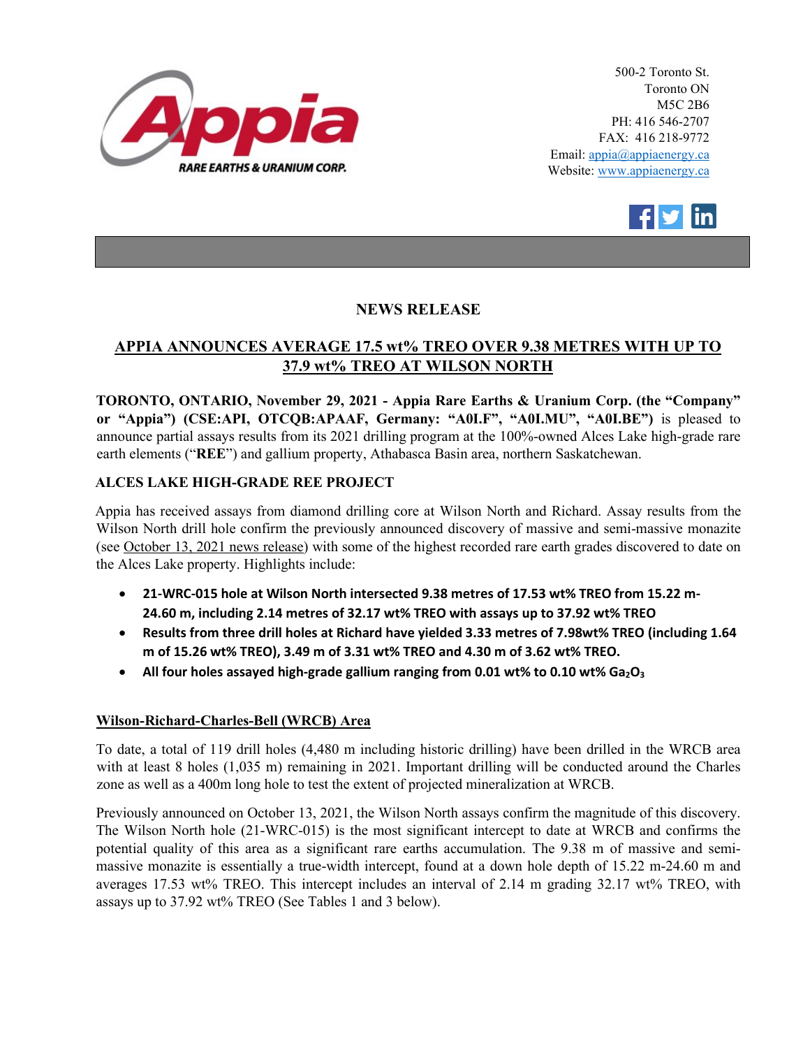500-2 Toronto St.
Toronto ON
M5C 2B6
PH: 416 546-2707
FAX: 416 218-9772
Email: appia@appiaenergy.ca
Website: www.appiaenergy.ca

## NEWS RELEASE

## APPIA ANNOUNCES AVERAGE 17.5 wt% TREO OVER 9.38 METRES WITH UP TO 37.9 wt% TREO AT WILSON NORTH

**TORONTO, ONTARIO, November 29, 2021 - Appia Rare Earths & Uranium Corp. (the "Company" or "Appia") (CSE:API, OTCQB:APAAF, Germany: "A0I.F", "A0I.MU", "A0I.BE")** is pleased to announce partial assays results from its 2021 drilling program at the 100%-owned Alces Lake high-grade rare earth elements ("**REE**") and gallium property, Athabasca Basin area, northern Saskatchewan.

### ALCES LAKE HIGH-GRADE REE PROJECT

Appia has received assays from diamond drilling core at Wilson North and Richard. Assay results from the Wilson North drill hole confirm the previously announced discovery of massive and semi-massive monazite (see October 13, 2021 news release) with some of the highest recorded rare earth grades discovered to date on the Alces Lake property. Highlights include:

- **21-WRC-015 hole at Wilson North intersected 9.38 metres of 17.53 wt% TREO from 15.22 m-24.60 m, including 2.14 metres of 32.17 wt% TREO with assays up to 37.92 wt% TREO**
- **Results from three drill holes at Richard have yielded 3.33 metres of 7.98wt% TREO (including 1.64 m of 15.26 wt% TREO), 3.49 m of 3.31 wt% TREO and 4.30 m of 3.62 wt% TREO.**
- **All four holes assayed high-grade gallium ranging from 0.01 wt% to 0.10 wt% $Ga_2O_3$**

### Wilson-Richard-Charles-Bell (WRCB) Area

To date, a total of 119 drill holes (4,480 m including historic drilling) have been drilled in the WRCB area with at least 8 holes (1,035 m) remaining in 2021. Important drilling will be conducted around the Charles zone as well as a 400m long hole to test the extent of projected mineralization at WRCB.

Previously announced on October 13, 2021, the Wilson North assays confirm the magnitude of this discovery. The Wilson North hole (21-WRC-015) is the most significant intercept to date at WRCB and confirms the potential quality of this area as a significant rare earths accumulation. The 9.38 m of massive and semi-massive monazite is essentially a true-width intercept, found at a down hole depth of 15.22 m-24.60 m and averages 17.53 wt% TREO. This intercept includes an interval of 2.14 m grading 32.17 wt% TREO, with assays up to 37.92 wt% TREO (See Tables 1 and 3 below).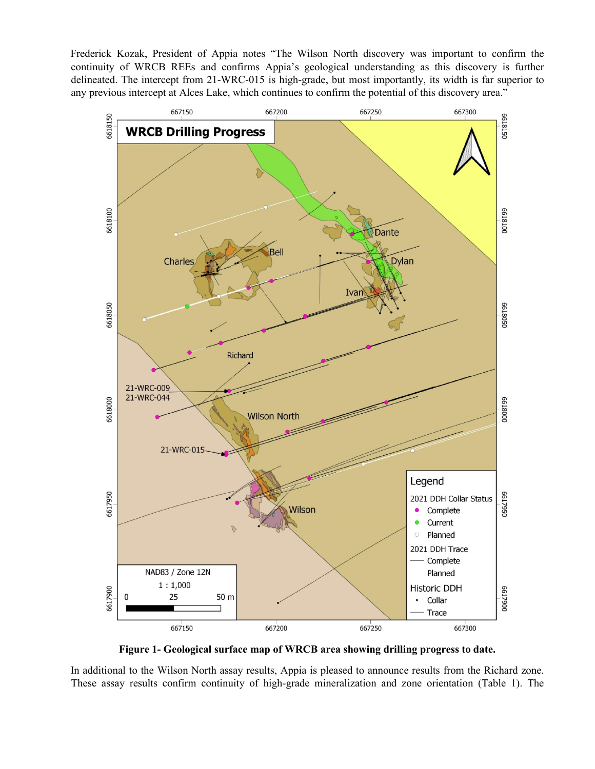Frederick Kozak, President of Appia notes "The Wilson North discovery was important to confirm the continuity of WRCB REEs and confirms Appia's geological understanding as this discovery is further delineated. The intercept from 21-WRC-015 is high-grade, but most importantly, its width is far superior to any previous intercept at Alces Lake, which continues to confirm the potential of this discovery area."

**Figure 1- Geological surface map of WRCB area showing drilling progress to date.**

In additional to the Wilson North assay results, Appia is pleased to announce results from the Richard zone. These assay results confirm continuity of high-grade mineralization and zone orientation (Table 1). The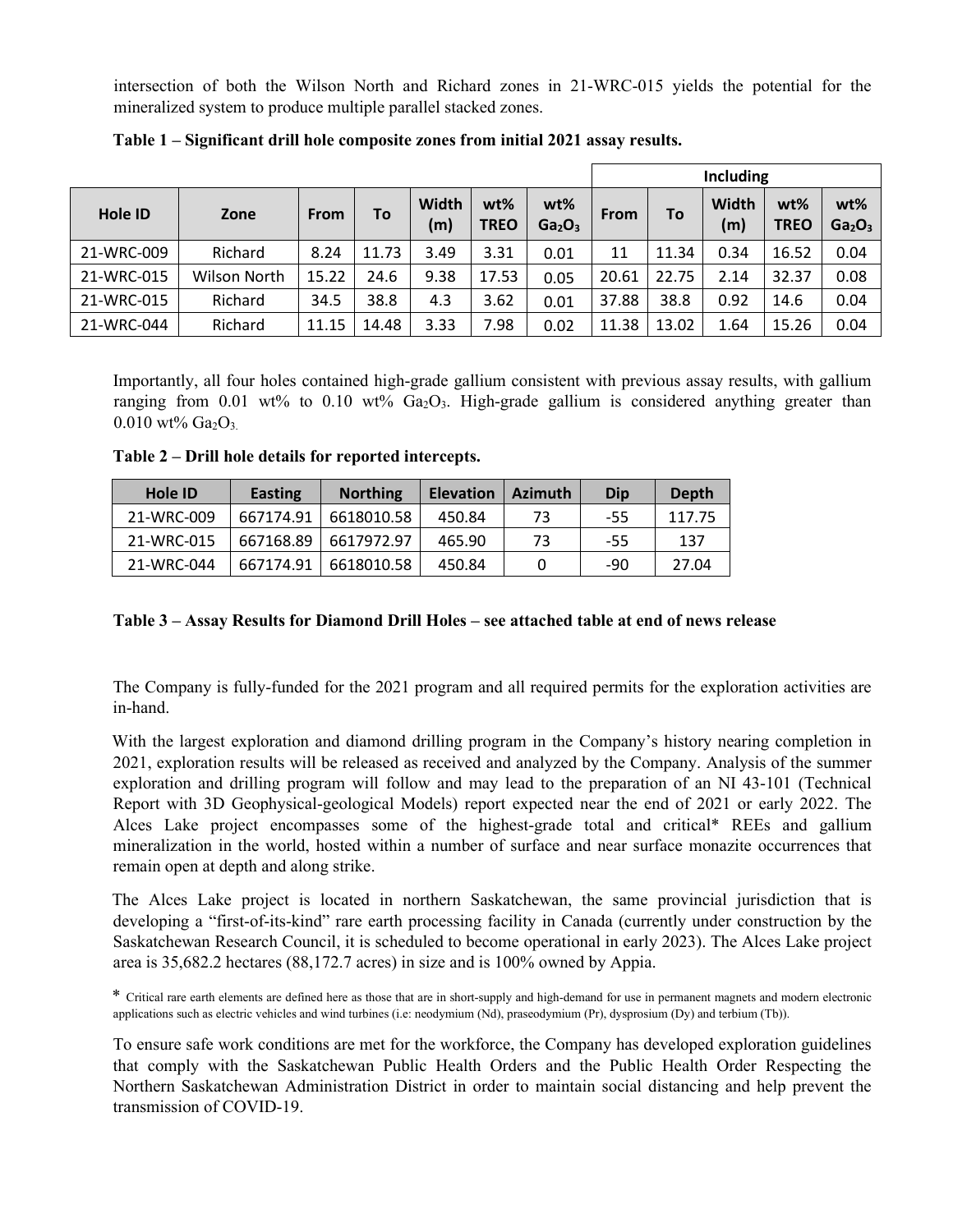intersection of both the Wilson North and Richard zones in 21-WRC-015 yields the potential for the mineralized system to produce multiple parallel stacked zones.

**Table 1 – Significant drill hole composite zones from initial 2021 assay results.**

| | | | | | | | Including | | | | |
|---|---|---|---|---|---|---|---|---|---|---|---|
| **Hole ID** | **Zone** | **From** | **To** | **Width (m)** | **wt% TREO** | **wt% $Ga_2O_3$** | **From** | **To** | **Width (m)** | **wt% TREO** | **wt% $Ga_2O_3$** |
| 21-WRC-009 | Richard | 8.24 | 11.73 | 3.49 | 3.31 | 0.01 | 11 | 11.34 | 0.34 | 16.52 | 0.04 |
| 21-WRC-015 | Wilson North | 15.22 | 24.6 | 9.38 | 17.53 | 0.05 | 20.61 | 22.75 | 2.14 | 32.37 | 0.08 |
| 21-WRC-015 | Richard | 34.5 | 38.8 | 4.3 | 3.62 | 0.01 | 37.88 | 38.8 | 0.92 | 14.6 | 0.04 |
| 21-WRC-044 | Richard | 11.15 | 14.48 | 3.33 | 7.98 | 0.02 | 11.38 | 13.02 | 1.64 | 15.26 | 0.04 |

Importantly, all four holes contained high-grade gallium consistent with previous assay results, with gallium ranging from 0.01 wt% to 0.10 wt% $Ga_2O_3$. High-grade gallium is considered anything greater than 0.010 wt% $Ga_2O_3$.

**Table 2 – Drill hole details for reported intercepts.**

| Hole ID | Easting | Northing | Elevation | Azimuth | Dip | Depth |
|---|---|---|---|---|---|---|
| 21-WRC-009 | 667174.91 | 6618010.58 | 450.84 | 73 | -55 | 117.75 |
| 21-WRC-015 | 667168.89 | 6617972.97 | 465.90 | 73 | -55 | 137 |
| 21-WRC-044 | 667174.91 | 6618010.58 | 450.84 | 0 | -90 | 27.04 |

**Table 3 – Assay Results for Diamond Drill Holes – see attached table at end of news release**

The Company is fully-funded for the 2021 program and all required permits for the exploration activities are in-hand.

With the largest exploration and diamond drilling program in the Company's history nearing completion in 2021, exploration results will be released as received and analyzed by the Company. Analysis of the summer exploration and drilling program will follow and may lead to the preparation of an NI 43-101 (Technical Report with 3D Geophysical-geological Models) report expected near the end of 2021 or early 2022. The Alces Lake project encompasses some of the highest-grade total and critical* REEs and gallium mineralization in the world, hosted within a number of surface and near surface monazite occurrences that remain open at depth and along strike.

The Alces Lake project is located in northern Saskatchewan, the same provincial jurisdiction that is developing a "first-of-its-kind" rare earth processing facility in Canada (currently under construction by the Saskatchewan Research Council, it is scheduled to become operational in early 2023). The Alces Lake project area is 35,682.2 hectares (88,172.7 acres) in size and is 100% owned by Appia.

* Critical rare earth elements are defined here as those that are in short-supply and high-demand for use in permanent magnets and modern electronic applications such as electric vehicles and wind turbines (i.e: neodymium (Nd), praseodymium (Pr), dysprosium (Dy) and terbium (Tb)).

To ensure safe work conditions are met for the workforce, the Company has developed exploration guidelines that comply with the Saskatchewan Public Health Orders and the Public Health Order Respecting the Northern Saskatchewan Administration District in order to maintain social distancing and help prevent the transmission of COVID-19.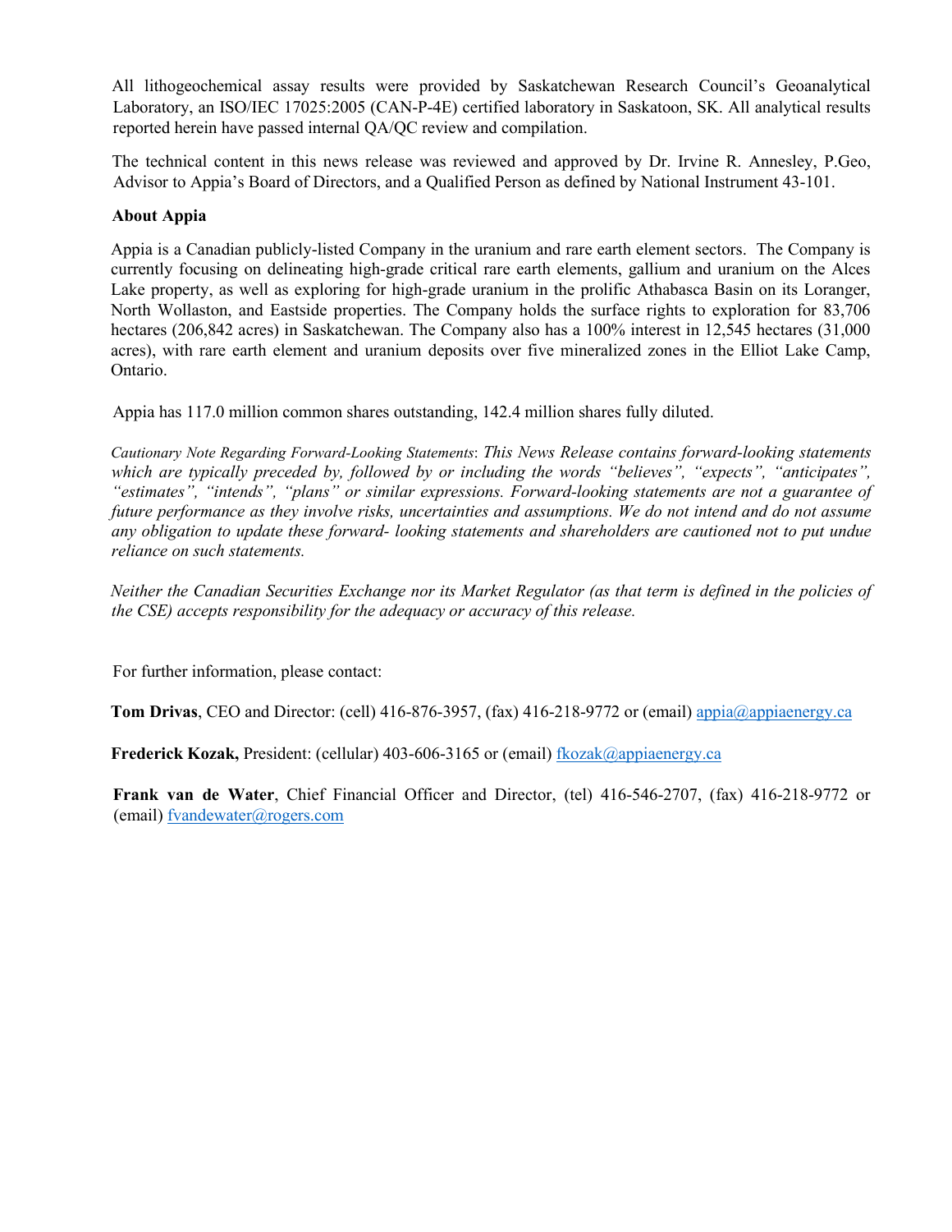All lithogeochemical assay results were provided by Saskatchewan Research Council's Geoanalytical Laboratory, an ISO/IEC 17025:2005 (CAN-P-4E) certified laboratory in Saskatoon, SK. All analytical results reported herein have passed internal QA/QC review and compilation.

The technical content in this news release was reviewed and approved by Dr. Irvine R. Annesley, P.Geo, Advisor to Appia's Board of Directors, and a Qualified Person as defined by National Instrument 43-101.

**About Appia**

Appia is a Canadian publicly-listed Company in the uranium and rare earth element sectors. The Company is currently focusing on delineating high-grade critical rare earth elements, gallium and uranium on the Alces Lake property, as well as exploring for high-grade uranium in the prolific Athabasca Basin on its Loranger, North Wollaston, and Eastside properties. The Company holds the surface rights to exploration for 83,706 hectares (206,842 acres) in Saskatchewan. The Company also has a 100% interest in 12,545 hectares (31,000 acres), with rare earth element and uranium deposits over five mineralized zones in the Elliot Lake Camp, Ontario.

Appia has 117.0 million common shares outstanding, 142.4 million shares fully diluted.

*Cautionary Note Regarding Forward-Looking Statements: This News Release contains forward-looking statements which are typically preceded by, followed by or including the words "believes", "expects", "anticipates", "estimates", "intends", "plans" or similar expressions. Forward-looking statements are not a guarantee of future performance as they involve risks, uncertainties and assumptions. We do not intend and do not assume any obligation to update these forward- looking statements and shareholders are cautioned not to put undue reliance on such statements.*

*Neither the Canadian Securities Exchange nor its Market Regulator (as that term is defined in the policies of the CSE) accepts responsibility for the adequacy or accuracy of this release.*

For further information, please contact:

**Tom Drivas**, CEO and Director: (cell) 416-876-3957, (fax) 416-218-9772 or (email) appia@appiaenergy.ca

**Frederick Kozak,** President: (cellular) 403-606-3165 or (email) fkozak@appiaenergy.ca

**Frank van de Water**, Chief Financial Officer and Director, (tel) 416-546-2707, (fax) 416-218-9772 or (email) fvandewater@rogers.com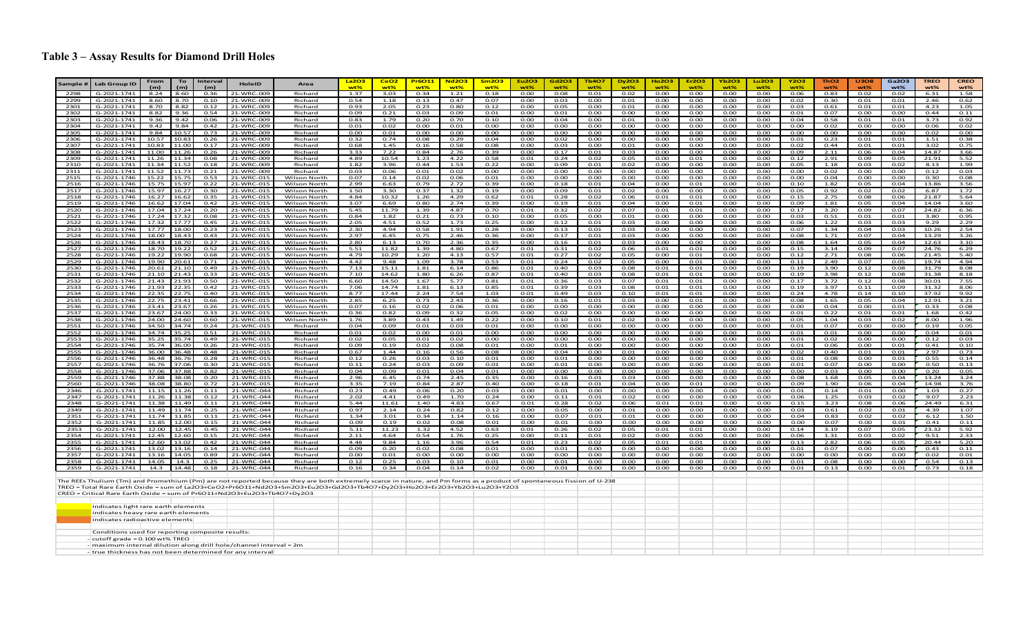## Table 3 – Assay Results for Diamond Drill Holes

| Sample # | Lab Group ID | From (m) | To (m) | Interval (m) | HoleID | Area | La2O3 wt% | CeO2 wt% | Pr6O11 wt% | Nd2O3 wt% | Sm2O3 wt% | Eu2O3 wt% | Gd2O3 wt% | Tb4O7 wt% | Dy2O3 wt% | Ho2O3 wt% | Er2O3 wt% | Yb2O3 wt% | Lu2O3 wt% | Y2O3 wt% | ThO2 wt% | U3O8 wt% | Ga2O3 wt% | TREO wt% | CREO wt% |
|---|---|---|---|---|---|---|---|---|---|---|---|---|---|---|---|---|---|---|---|---|---|---|---|---|---|
| 2298 | G-2021-1741 | 8.24 | 8.60 | 0.36 | 21-WRC-009 | Richard | 1.37 | 3.03 | 0.34 | 1.21 | 0.18 | 0.00 | 0.08 | 0.01 | 0.02 | 0.00 | 0.00 | 0.00 | 0.00 | 0.06 | 0.83 | 0.02 | 0.02 | 6.31 | 1.58 |
| 2299 | G-2021-1741 | 8.60 | 8.70 | 0.10 | 21-WRC-009 | Richard | 0.54 | 1.18 | 0.13 | 0.47 | 0.07 | 0.00 | 0.03 | 0.00 | 0.01 | 0.00 | 0.00 | 0.00 | 0.00 | 0.02 | 0.30 | 0.01 | 0.01 | 2.46 | 0.62 |
| 2301 | G-2021-1741 | 8.70 | 8.82 | 0.12 | 21-WRC-009 | Richard | 0.93 | 2.05 | 0.23 | 0.80 | 0.12 | 0.00 | 0.05 | 0.00 | 0.01 | 0.00 | 0.00 | 0.00 | 0.00 | 0.03 | 0.61 | 0.01 | 0.01 | 4.23 | 1.05 |
| 2302 | G-2021-1741 | 8.82 | 9.36 | 0.54 | 21-WRC-009 | Richard | 0.09 | 0.21 | 0.03 | 0.09 | 0.01 | 0.00 | 0.01 | 0.00 | 0.00 | 0.00 | 0.00 | 0.00 | 0.00 | 0.01 | 0.07 | 0.00 | 0.00 | 0.44 | 0.11 |
| 2303 | G-2021-1741 | 9.36 | 9.42 | 0.06 | 21-WRC-009 | Richard | 0.83 | 1.79 | 0.20 | 0.70 | 0.10 | 0.00 | 0.04 | 0.00 | 0.01 | 0.00 | 0.00 | 0.00 | 0.00 | 0.04 | 0.58 | 0.01 | 0.01 | 3.73 | 0.92 |
| 2304 | G-2021-1741 | 9.42 | 9.84 | 0.42 | 21-WRC-009 | Richard | 0.01 | 0.02 | 0.00 | 0.01 | 0.00 | 0.00 | 0.00 | 0.00 | 0.00 | 0.00 | 0.00 | 0.00 | 0.00 | 0.00 | 0.02 | 0.00 | 0.00 | 0.06 | 0.02 |
| 2305 | G-2021-1741 | 9.84 | 10.57 | 0.73 | 21-WRC-009 | Richard | 0.00 | 0.01 | 0.00 | 0.00 | 0.00 | 0.00 | 0.00 | 0.00 | 0.00 | 0.00 | 0.00 | 0.00 | 0.00 | 0.00 | 0.00 | 0.00 | 0.00 | 0.02 | 0.00 |
| 2306 | G-2021-1741 | 10.57 | 10.83 | 0.26 | 21-WRC-009 | Richard | 0.32 | 0.74 | 0.08 | 0.29 | 0.04 | 0.00 | 0.02 | 0.00 | 0.00 | 0.00 | 0.00 | 0.00 | 0.00 | 0.01 | 0.23 | 0.01 | 0.01 | 1.51 | 0.38 |
| 2307 | G-2021-1741 | 10.83 | 11.00 | 0.17 | 21-WRC-009 | Richard | 0.68 | 1.45 | 0.16 | 0.58 | 0.08 | 0.00 | 0.03 | 0.00 | 0.01 | 0.00 | 0.00 | 0.00 | 0.00 | 0.02 | 0.44 | 0.01 | 0.01 | 3.02 | 0.75 |
| 2308 | G-2021-1741 | 11.00 | 11.26 | 0.26 | 21-WRC-009 | Richard | 3.33 | 7.22 | 0.84 | 2.76 | 0.39 | 0.00 | 0.17 | 0.01 | 0.03 | 0.00 | 0.00 | 0.00 | 0.00 | 0.09 | 2.11 | 0.06 | 0.04 | 14.87 | 3.66 |
| 2309 | G-2021-1741 | 11.26 | 11.34 | 0.08 | 21-WRC-009 | Richard | 4.89 | 10.54 | 1.23 | 4.22 | 0.58 | 0.01 | 0.24 | 0.02 | 0.05 | 0.00 | 0.01 | 0.00 | 0.00 | 0.12 | 2.91 | 0.09 | 0.05 | 21.91 | 5.52 |
| 2310 | G-2021-1741 | 11.34 | 11.52 | 0.18 | 21-WRC-009 | Richard | 1.82 | 3.96 | 0.44 | 1.53 | 0.22 | 0.00 | 0.09 | 0.01 | 0.02 | 0.00 | 0.00 | 0.00 | 0.00 | 0.05 | 1.18 | 0.03 | 0.02 | 8.13 | 1.99 |
| 2311 | G-2021-1741 | 11.52 | 11.73 | 0.21 | 21-WRC-009 | Richard | 0.03 | 0.06 | 0.01 | 0.02 | 0.00 | 0.00 | 0.00 | 0.00 | 0.00 | 0.00 | 0.00 | 0.00 | 0.00 | 0.00 | 0.02 | 0.00 | 0.00 | 0.12 | 0.03 |
| 2515 | G-2021-1746 | 15.22 | 15.75 | 0.53 | 21-WRC-015 | Wilson North | 0.07 | 0.14 | 0.02 | 0.06 | 0.01 | 0.00 | 0.00 | 0.00 | 0.00 | 0.00 | 0.00 | 0.00 | 0.00 | 0.00 | 0.04 | 0.00 | 0.00 | 0.30 | 0.08 |
| 2516 | G-2021-1746 | 15.75 | 15.97 | 0.22 | 21-WRC-015 | Wilson North | 2.99 | 6.63 | 0.79 | 2.72 | 0.39 | 0.00 | 0.18 | 0.01 | 0.04 | 0.00 | 0.01 | 0.00 | 0.00 | 0.10 | 1.82 | 0.05 | 0.04 | 13.86 | 3.56 |
| 2517 | G-2021-1746 | 15.97 | 16.27 | 0.30 | 21-WRC-015 | Wilson North | 1.50 | 3.30 | 0.37 | 1.32 | 0.19 | 0.00 | 0.09 | 0.01 | 0.02 | 0.00 | 0.00 | 0.00 | 0.00 | 0.05 | 0.92 | 0.02 | 0.02 | 6.87 | 1.72 |
| 2518 | G-2021-1746 | 16.27 | 16.62 | 0.35 | 21-WRC-015 | Wilson North | 4.84 | 10.32 | 1.26 | 4.29 | 0.62 | 0.01 | 0.28 | 0.02 | 0.06 | 0.01 | 0.01 | 0.00 | 0.00 | 0.15 | 2.75 | 0.08 | 0.06 | 21.87 | 5.64 |
| 2519 | G-2021-1746 | 16.62 | 17.04 | 0.42 | 21-WRC-015 | Wilson North | 3.07 | 6.69 | 0.80 | 2.74 | 0.39 | 0.00 | 0.19 | 0.01 | 0.04 | 0.00 | 0.01 | 0.00 | 0.00 | 0.09 | 1.81 | 0.05 | 0.04 | 14.04 | 3.60 |
| 2520 | G-2021-1746 | 17.04 | 17.24 | 0.20 | 21-WRC-015 | Wilson North | 5.45 | 11.79 | 1.39 | 4.87 | 0.70 | 0.01 | 0.32 | 0.02 | 0.07 | 0.01 | 0.01 | 0.00 | 0.00 | 0.17 | 3.20 | 0.09 | 0.07 | 24.82 | 6.36 |
| 2521 | G-2021-1746 | 17.24 | 17.32 | 0.08 | 21-WRC-015 | Wilson North | 0.84 | 1.82 | 0.21 | 0.73 | 0.10 | 0.00 | 0.05 | 0.00 | 0.01 | 0.00 | 0.00 | 0.00 | 0.00 | 0.03 | 0.51 | 0.01 | 0.01 | 3.80 | 0.95 |
| 2522 | G-2021-1746 | 17.32 | 17.77 | 0.45 | 21-WRC-015 | Wilson North | 2.05 | 4.51 | 0.52 | 1.73 | 0.25 | 0.00 | 0.12 | 0.01 | 0.03 | 0.00 | 0.00 | 0.00 | 0.00 | 0.06 | 1.22 | 0.03 | 0.03 | 9.29 | 2.29 |
| 2523 | G-2021-1746 | 17.77 | 18.00 | 0.23 | 21-WRC-015 | Wilson North | 2.30 | 4.94 | 0.58 | 1.91 | 0.28 | 0.00 | 0.13 | 0.01 | 0.03 | 0.00 | 0.00 | 0.00 | 0.00 | 0.07 | 1.34 | 0.04 | 0.03 | 10.26 | 2.54 |
| 2524 | G-2021-1746 | 18.00 | 18.43 | 0.43 | 21-WRC-015 | Wilson North | 2.97 | 6.45 | 0.75 | 2.46 | 0.36 | 0.00 | 0.17 | 0.01 | 0.03 | 0.00 | 0.00 | 0.00 | 0.00 | 0.08 | 1.71 | 0.07 | 0.04 | 13.29 | 3.26 |
| 2526 | G-2021-1746 | 18.43 | 18.70 | 0.27 | 21-WRC-015 | Wilson North | 2.80 | 6.13 | 0.70 | 2.36 | 0.35 | 0.00 | 0.16 | 0.01 | 0.03 | 0.00 | 0.00 | 0.00 | 0.00 | 0.08 | 1.64 | 0.05 | 0.04 | 12.63 | 3.10 |
| 2527 | G-2021-1746 | 18.70 | 19.22 | 0.52 | 21-WRC-015 | Wilson North | 5.51 | 11.82 | 1.39 | 4.80 | 0.67 | 0.01 | 0.31 | 0.02 | 0.06 | 0.01 | 0.01 | 0.00 | 0.00 | 0.15 | 3.14 | 0.09 | 0.07 | 24.76 | 6.29 |
| 2528 | G-2021-1746 | 19.22 | 19.90 | 0.68 | 21-WRC-015 | Wilson North | 4.79 | 10.29 | 1.20 | 4.13 | 0.57 | 0.01 | 0.27 | 0.02 | 0.05 | 0.00 | 0.01 | 0.00 | 0.00 | 0.12 | 2.71 | 0.08 | 0.06 | 21.45 | 5.40 |
| 2529 | G-2021-1746 | 19.90 | 20.61 | 0.71 | 21-WRC-015 | Wilson North | 4.42 | 9.48 | 1.09 | 3.78 | 0.53 | 0.01 | 0.24 | 0.02 | 0.05 | 0.00 | 0.01 | 0.00 | 0.00 | 0.11 | 2.49 | 0.07 | 0.05 | 19.74 | 4.94 |
| 2530 | G-2021-1746 | 20.61 | 21.10 | 0.49 | 21-WRC-015 | Wilson North | 7.13 | 15.11 | 1.81 | 6.14 | 0.86 | 0.01 | 0.40 | 0.03 | 0.08 | 0.01 | 0.01 | 0.00 | 0.00 | 0.19 | 3.90 | 0.12 | 0.08 | 31.79 | 8.08 |
| 2531 | G-2021-1746 | 21.10 | 21.43 | 0.33 | 21-WRC-015 | Wilson North | 7.10 | 14.62 | 1.80 | 6.26 | 0.87 | 0.01 | 0.40 | 0.03 | 0.08 | 0.01 | 0.01 | 0.00 | 0.00 | 0.19 | 3.98 | 0.12 | 0.08 | 31.38 | 8.18 |
| 2532 | G-2021-1746 | 21.43 | 21.93 | 0.50 | 21-WRC-015 | Wilson North | 6.60 | 14.50 | 1.67 | 5.77 | 0.81 | 0.01 | 0.36 | 0.03 | 0.07 | 0.01 | 0.01 | 0.00 | 0.00 | 0.17 | 3.72 | 0.12 | 0.08 | 30.01 | 7.55 |
| 2533 | G-2021-1746 | 21.93 | 22.35 | 0.42 | 21-WRC-015 | Wilson North | 7.06 | 14.74 | 1.81 | 6.13 | 0.85 | 0.01 | 0.39 | 0.03 | 0.08 | 0.01 | 0.01 | 0.00 | 0.00 | 0.19 | 3.97 | 0.11 | 0.09 | 31.32 | 8.06 |
| 2534 | G-2021-1746 | 22.35 | 22.75 | 0.40 | 21-WRC-015 | Wilson North | 8.77 | 17.44 | 2.24 | 7.54 | 1.03 | 0.01 | 0.49 | 0.03 | 0.10 | 0.01 | 0.01 | 0.00 | 0.00 | 0.24 | 4.78 | 0.14 | 0.10 | 37.92 | 9.92 |
| 2535 | G-2021-1746 | 22.75 | 23.41 | 0.66 | 21-WRC-015 | Wilson North | 2.85 | 6.25 | 0.73 | 2.43 | 0.36 | 0.00 | 0.16 | 0.01 | 0.03 | 0.00 | 0.01 | 0.00 | 0.00 | 0.08 | 1.65 | 0.05 | 0.04 | 12.91 | 3.21 |
| 2536 | G-2021-1746 | 23.41 | 23.67 | 0.26 | 21-WRC-015 | Wilson North | 0.07 | 0.16 | 0.02 | 0.06 | 0.01 | 0.00 | 0.00 | 0.00 | 0.00 | 0.00 | 0.00 | 0.00 | 0.00 | 0.00 | 0.04 | 0.00 | 0.01 | 0.33 | 0.08 |
| 2537 | G-2021-1746 | 23.67 | 24.00 | 0.33 | 21-WRC-015 | Wilson North | 0.36 | 0.82 | 0.09 | 0.32 | 0.05 | 0.00 | 0.02 | 0.00 | 0.00 | 0.00 | 0.00 | 0.00 | 0.00 | 0.01 | 0.22 | 0.01 | 0.01 | 1.68 | 0.42 |
| 2538 | G-2021-1746 | 24.00 | 24.60 | 0.60 | 21-WRC-015 | Wilson North | 1.76 | 3.89 | 0.43 | 1.49 | 0.22 | 0.00 | 0.10 | 0.01 | 0.02 | 0.00 | 0.00 | 0.00 | 0.00 | 0.05 | 1.04 | 0.03 | 0.02 | 8.00 | 1.96 |
| 2551 | G-2021-1746 | 34.50 | 34.74 | 0.24 | 21-WRC-015 | Richard | 0.04 | 0.09 | 0.01 | 0.03 | 0.01 | 0.00 | 0.00 | 0.00 | 0.00 | 0.00 | 0.00 | 0.00 | 0.00 | 0.01 | 0.07 | 0.00 | 0.00 | 0.19 | 0.05 |
| 2552 | G-2021-1746 | 34.74 | 35.25 | 0.51 | 21-WRC-015 | Richard | 0.01 | 0.02 | 0.00 | 0.01 | 0.00 | 0.00 | 0.00 | 0.00 | 0.00 | 0.00 | 0.00 | 0.00 | 0.00 | 0.01 | 0.01 | 0.00 | 0.00 | 0.04 | 0.01 |
| 2553 | G-2021-1746 | 35.25 | 35.74 | 0.49 | 21-WRC-015 | Richard | 0.02 | 0.05 | 0.01 | 0.02 | 0.00 | 0.00 | 0.00 | 0.00 | 0.00 | 0.00 | 0.00 | 0.00 | 0.00 | 0.01 | 0.02 | 0.00 | 0.00 | 0.12 | 0.03 |
| 2554 | G-2021-1746 | 35.74 | 36.00 | 0.26 | 21-WRC-015 | Richard | 0.09 | 0.19 | 0.02 | 0.08 | 0.01 | 0.00 | 0.01 | 0.00 | 0.00 | 0.00 | 0.00 | 0.00 | 0.00 | 0.01 | 0.06 | 0.00 | 0.01 | 0.41 | 0.10 |
| 2555 | G-2021-1746 | 36.00 | 36.48 | 0.48 | 21-WRC-015 | Richard | 0.67 | 1.44 | 0.16 | 0.56 | 0.08 | 0.00 | 0.04 | 0.00 | 0.01 | 0.00 | 0.00 | 0.00 | 0.00 | 0.02 | 0.40 | 0.01 | 0.01 | 2.97 | 0.73 |
| 2556 | G-2021-1746 | 36.48 | 36.76 | 0.28 | 21-WRC-015 | Richard | 0.12 | 0.26 | 0.03 | 0.10 | 0.01 | 0.00 | 0.01 | 0.00 | 0.00 | 0.00 | 0.00 | 0.00 | 0.00 | 0.01 | 0.08 | 0.00 | 0.01 | 0.55 | 0.14 |
| 2557 | G-2021-1746 | 36.76 | 37.06 | 0.30 | 21-WRC-015 | Richard | 0.11 | 0.24 | 0.03 | 0.09 | 0.01 | 0.00 | 0.01 | 0.00 | 0.00 | 0.00 | 0.00 | 0.00 | 0.00 | 0.01 | 0.07 | 0.00 | 0.00 | 0.50 | 0.13 |
| 2558 | G-2021-1746 | 37.06 | 37.88 | 0.82 | 21-WRC-015 | Richard | 0.04 | 0.09 | 0.01 | 0.04 | 0.01 | 0.00 | 0.00 | 0.00 | 0.00 | 0.00 | 0.00 | 0.00 | 0.00 | 0.00 | 0.03 | 0.00 | 0.00 | 0.20 | 0.05 |
| 2559 | G-2021-1746 | 37.88 | 38.08 | 0.20 | 21-WRC-015 | Richard | 2.96 | 6.45 | 0.74 | 2.45 | 0.35 | 0.00 | 0.16 | 0.01 | 0.03 | 0.00 | 0.00 | 0.00 | 0.00 | 0.08 | 1.68 | 0.05 | 0.04 | 13.24 | 3.24 |
| 2560 | G-2021-1746 | 38.08 | 38.80 | 0.72 | 21-WRC-015 | Richard | 3.35 | 7.19 | 0.84 | 2.87 | 0.40 | 0.00 | 0.18 | 0.01 | 0.04 | 0.00 | 0.01 | 0.00 | 0.00 | 0.09 | 1.90 | 0.06 | 0.04 | 14.98 | 3.76 |
| 2346 | G-2021-1741 | 11.15 | 11.26 | 0.11 | 21-WRC-044 | Richard | 0.23 | 0.49 | 0.06 | 0.20 | 0.03 | 0.00 | 0.01 | 0.00 | 0.00 | 0.00 | 0.00 | 0.00 | 0.00 | 0.01 | 0.14 | 0.01 | 0.00 | 1.03 | 0.27 |
| 2347 | G-2021-1741 | 11.26 | 11.38 | 0.12 | 21-WRC-044 | Richard | 2.02 | 4.41 | 0.49 | 1.70 | 0.24 | 0.00 | 0.11 | 0.01 | 0.02 | 0.00 | 0.00 | 0.00 | 0.00 | 0.06 | 1.25 | 0.03 | 0.02 | 9.07 | 2.23 |
| 2348 | G-2021-1741 | 11.38 | 11.49 | 0.11 | 21-WRC-044 | Richard | 5.44 | 11.61 | 1.40 | 4.83 | 0.67 | 0.01 | 0.28 | 0.02 | 0.06 | 0.01 | 0.01 | 0.00 | 0.00 | 0.15 | 3.23 | 0.08 | 0.06 | 24.49 | 6.31 |
| 2349 | G-2021-1741 | 11.49 | 11.74 | 0.25 | 21-WRC-044 | Richard | 0.97 | 2.14 | 0.24 | 0.82 | 0.12 | 0.00 | 0.05 | 0.00 | 0.01 | 0.00 | 0.00 | 0.00 | 0.00 | 0.03 | 0.61 | 0.02 | 0.01 | 4.39 | 1.07 |
| 2351 | G-2021-1741 | 11.74 | 11.85 | 0.11 | 21-WRC-044 | Richard | 1.34 | 3.01 | 0.34 | 1.14 | 0.16 | 0.00 | 0.07 | 0.01 | 0.01 | 0.00 | 0.00 | 0.00 | 0.00 | 0.04 | 0.83 | 0.02 | 0.02 | 6.12 | 1.50 |
| 2352 | G-2021-1741 | 11.85 | 12.00 | 0.15 | 21-WRC-044 | Richard | 0.09 | 0.19 | 0.02 | 0.08 | 0.01 | 0.00 | 0.01 | 0.00 | 0.00 | 0.00 | 0.00 | 0.00 | 0.00 | 0.00 | 0.07 | 0.00 | 0.01 | 0.41 | 0.11 |
| 2353 | G-2021-1741 | 12.00 | 12.45 | 0.45 | 21-WRC-044 | Richard | 5.11 | 11.23 | 1.32 | 4.52 | 0.63 | 0.01 | 0.26 | 0.02 | 0.05 | 0.01 | 0.01 | 0.00 | 0.00 | 0.14 | 3.19 | 0.07 | 0.05 | 23.32 | 5.92 |
| 2354 | G-2021-1741 | 12.45 | 12.60 | 0.15 | 21-WRC-044 | Richard | 2.11 | 4.64 | 0.54 | 1.76 | 0.25 | 0.00 | 0.11 | 0.01 | 0.02 | 0.00 | 0.00 | 0.00 | 0.00 | 0.06 | 1.31 | 0.03 | 0.02 | 9.51 | 2.33 |
| 2355 | G-2021-1741 | 12.60 | 13.02 | 0.42 | 21-WRC-044 | Richard | 4.48 | 9.84 | 1.16 | 3.96 | 0.54 | 0.01 | 0.23 | 0.02 | 0.05 | 0.01 | 0.01 | 0.00 | 0.00 | 0.13 | 2.82 | 0.06 | 0.05 | 20.44 | 5.20 |
| 2356 | G-2021-1741 | 13.02 | 13.16 | 0.14 | 21-WRC-044 | Richard | 0.09 | 0.20 | 0.02 | 0.08 | 0.01 | 0.00 | 0.01 | 0.00 | 0.00 | 0.00 | 0.00 | 0.00 | 0.00 | 0.01 | 0.07 | 0.00 | 0.00 | 0.43 | 0.11 |
| 2357 | G-2021-1741 | 13.16 | 14.05 | 0.89 | 21-WRC-044 | Richard | 0.00 | 0.01 | 0.00 | 0.00 | 0.00 | 0.00 | 0.00 | 0.00 | 0.00 | 0.00 | 0.00 | 0.00 | 0.00 | 0.00 | 0.00 | 0.00 | 0.00 | 0.02 | 0.01 |
| 2358 | G-2021-1741 | 14.05 | 14.3 | 0.25 | 21-WRC-044 | Richard | 0.12 | 0.25 | 0.03 | 0.10 | 0.01 | 0.00 | 0.01 | 0.00 | 0.00 | 0.00 | 0.00 | 0.00 | 0.00 | 0.01 | 0.08 | 0.00 | 0.00 | 0.54 | 0.13 |
| 2359 | G-2021-1741 | 14.3 | 14.48 | 0.18 | 21-WRC-044 | Richard | 0.16 | 0.34 | 0.04 | 0.14 | 0.02 | 0.00 | 0.01 | 0.00 | 0.00 | 0.00 | 0.00 | 0.00 | 0.00 | 0.01 | 0.13 | 0.00 | 0.01 | 0.73 | 0.18 |

The REEs Thulium (Tm) and Promethium (Pm) are not reported because they are both extremely scarce in nature, and Pm forms as a product of spontaneous fission of U-238

TREO = Total Rare Earth Oxide = sum of La2O3+CeO2+Pr6O11+Nd2O3+Sm2O3+Eu2O3+Gd2O3+Tb4O7+Dy2O3+Ho2O3+Er2O3+Yb2O3+Lu2O3+Y2O3

CREO = Critical Rare Earth Oxide = sum of Pr6O11+Nd2O3+Eu2O3+Tb4O7+Dy2O3

- indicates light rare earth elements
- indicates heavy rare earth elements
- indicates radioactive elements

Conditions used for reporting composite results:
- cutoff grade = 0.100 wt% TREO
- maximum internal dilution along drill hole/channel interval = 2m
- true thickness has not been determined for any interval